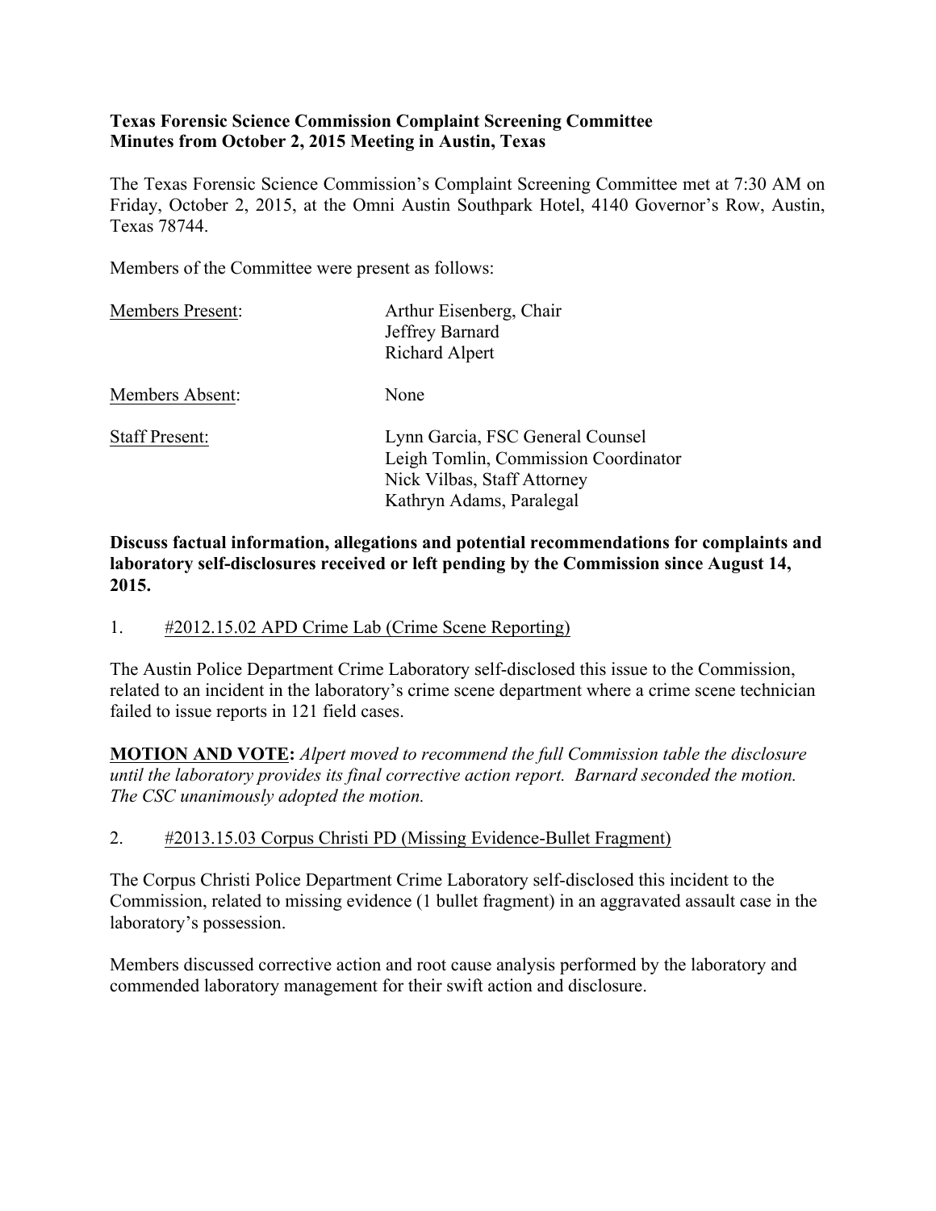**Texas Forensic Science Commission Complaint Screening Committee**
**Minutes from October 2, 2015 Meeting in Austin, Texas**

The Texas Forensic Science Commission's Complaint Screening Committee met at 7:30 AM on Friday, October 2, 2015, at the Omni Austin Southpark Hotel, 4140 Governor's Row, Austin, Texas 78744.

Members of the Committee were present as follows:

| | |
|---|---|
| Members Present: | Arthur Eisenberg, Chair<br>Jeffrey Barnard<br>Richard Alpert |
| Members Absent: | None |
| Staff Present: | Lynn Garcia, FSC General Counsel<br>Leigh Tomlin, Commission Coordinator<br>Nick Vilbas, Staff Attorney<br>Kathryn Adams, Paralegal |

**Discuss factual information, allegations and potential recommendations for complaints and laboratory self-disclosures received or left pending by the Commission since August 14, 2015.**

1. #2012.15.02 APD Crime Lab (Crime Scene Reporting)

The Austin Police Department Crime Laboratory self-disclosed this issue to the Commission, related to an incident in the laboratory's crime scene department where a crime scene technician failed to issue reports in 121 field cases.

**MOTION AND VOTE:** *Alpert moved to recommend the full Commission table the disclosure until the laboratory provides its final corrective action report. Barnard seconded the motion. The CSC unanimously adopted the motion.*

2. #2013.15.03 Corpus Christi PD (Missing Evidence-Bullet Fragment)

The Corpus Christi Police Department Crime Laboratory self-disclosed this incident to the Commission, related to missing evidence (1 bullet fragment) in an aggravated assault case in the laboratory's possession.

Members discussed corrective action and root cause analysis performed by the laboratory and commended laboratory management for their swift action and disclosure.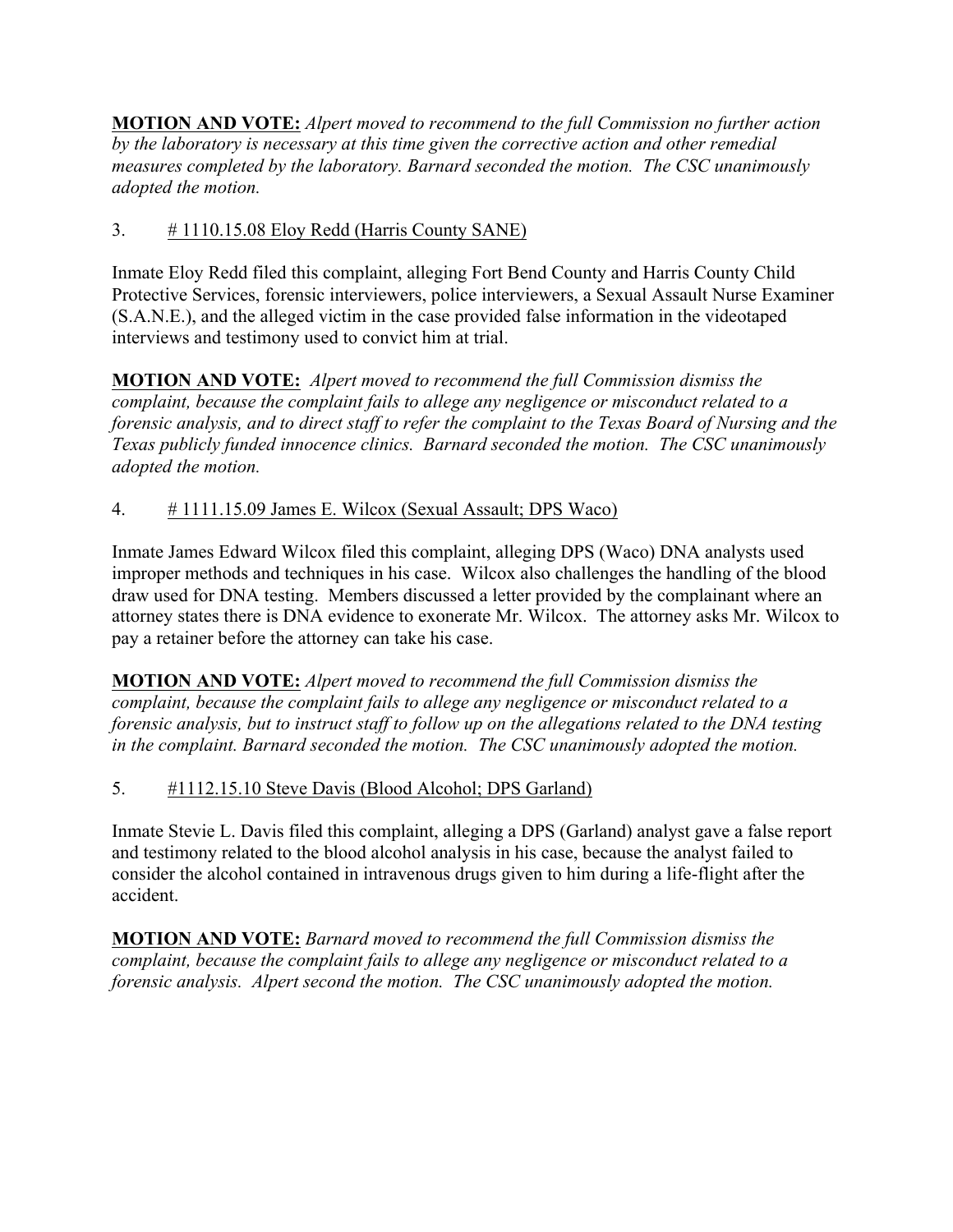**MOTION AND VOTE:** *Alpert moved to recommend to the full Commission no further action by the laboratory is necessary at this time given the corrective action and other remedial measures completed by the laboratory. Barnard seconded the motion. The CSC unanimously adopted the motion.*

3. <u># 1110.15.08 Eloy Redd (Harris County SANE)</u>

Inmate Eloy Redd filed this complaint, alleging Fort Bend County and Harris County Child Protective Services, forensic interviewers, police interviewers, a Sexual Assault Nurse Examiner (S.A.N.E.), and the alleged victim in the case provided false information in the videotaped interviews and testimony used to convict him at trial.

**MOTION AND VOTE:** *Alpert moved to recommend the full Commission dismiss the complaint, because the complaint fails to allege any negligence or misconduct related to a forensic analysis, and to direct staff to refer the complaint to the Texas Board of Nursing and the Texas publicly funded innocence clinics. Barnard seconded the motion. The CSC unanimously adopted the motion.*

4. <u># 1111.15.09 James E. Wilcox (Sexual Assault; DPS Waco)</u>

Inmate James Edward Wilcox filed this complaint, alleging DPS (Waco) DNA analysts used improper methods and techniques in his case. Wilcox also challenges the handling of the blood draw used for DNA testing. Members discussed a letter provided by the complainant where an attorney states there is DNA evidence to exonerate Mr. Wilcox. The attorney asks Mr. Wilcox to pay a retainer before the attorney can take his case.

**MOTION AND VOTE:** *Alpert moved to recommend the full Commission dismiss the complaint, because the complaint fails to allege any negligence or misconduct related to a forensic analysis, but to instruct staff to follow up on the allegations related to the DNA testing in the complaint. Barnard seconded the motion. The CSC unanimously adopted the motion.*

5. <u>#1112.15.10 Steve Davis (Blood Alcohol; DPS Garland)</u>

Inmate Stevie L. Davis filed this complaint, alleging a DPS (Garland) analyst gave a false report and testimony related to the blood alcohol analysis in his case, because the analyst failed to consider the alcohol contained in intravenous drugs given to him during a life-flight after the accident.

**MOTION AND VOTE:** *Barnard moved to recommend the full Commission dismiss the complaint, because the complaint fails to allege any negligence or misconduct related to a forensic analysis. Alpert second the motion. The CSC unanimously adopted the motion.*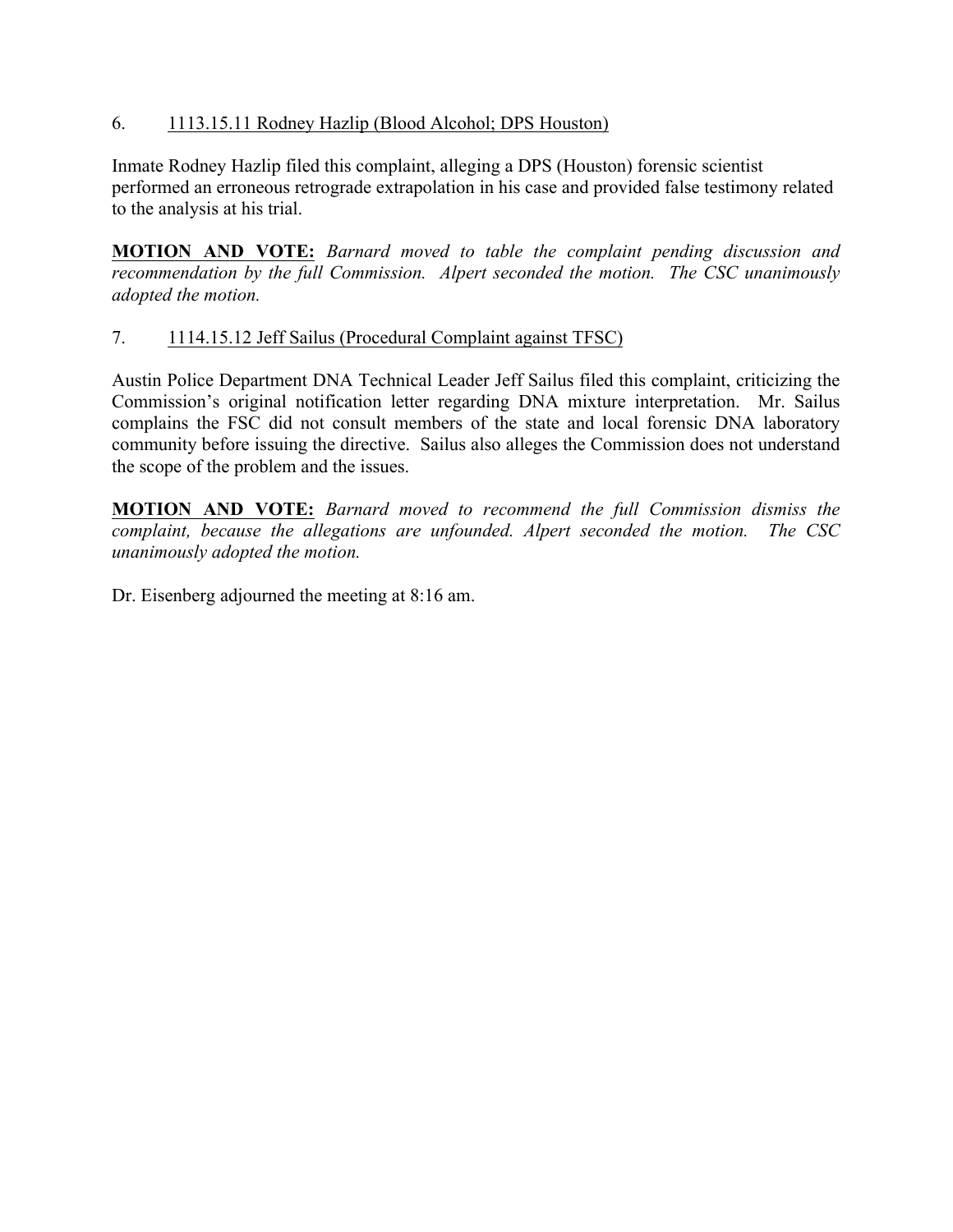6. <u>1113.15.11 Rodney Hazlip (Blood Alcohol; DPS Houston)</u>

Inmate Rodney Hazlip filed this complaint, alleging a DPS (Houston) forensic scientist performed an erroneous retrograde extrapolation in his case and provided false testimony related to the analysis at his trial.

**<u>MOTION AND VOTE:</u>** *Barnard moved to table the complaint pending discussion and recommendation by the full Commission. Alpert seconded the motion. The CSC unanimously adopted the motion.*

7. <u>1114.15.12 Jeff Sailus (Procedural Complaint against TFSC)</u>

Austin Police Department DNA Technical Leader Jeff Sailus filed this complaint, criticizing the Commission's original notification letter regarding DNA mixture interpretation. Mr. Sailus complains the FSC did not consult members of the state and local forensic DNA laboratory community before issuing the directive. Sailus also alleges the Commission does not understand the scope of the problem and the issues.

**<u>MOTION AND VOTE:</u>** *Barnard moved to recommend the full Commission dismiss the complaint, because the allegations are unfounded. Alpert seconded the motion. The CSC unanimously adopted the motion.*

Dr. Eisenberg adjourned the meeting at 8:16 am.